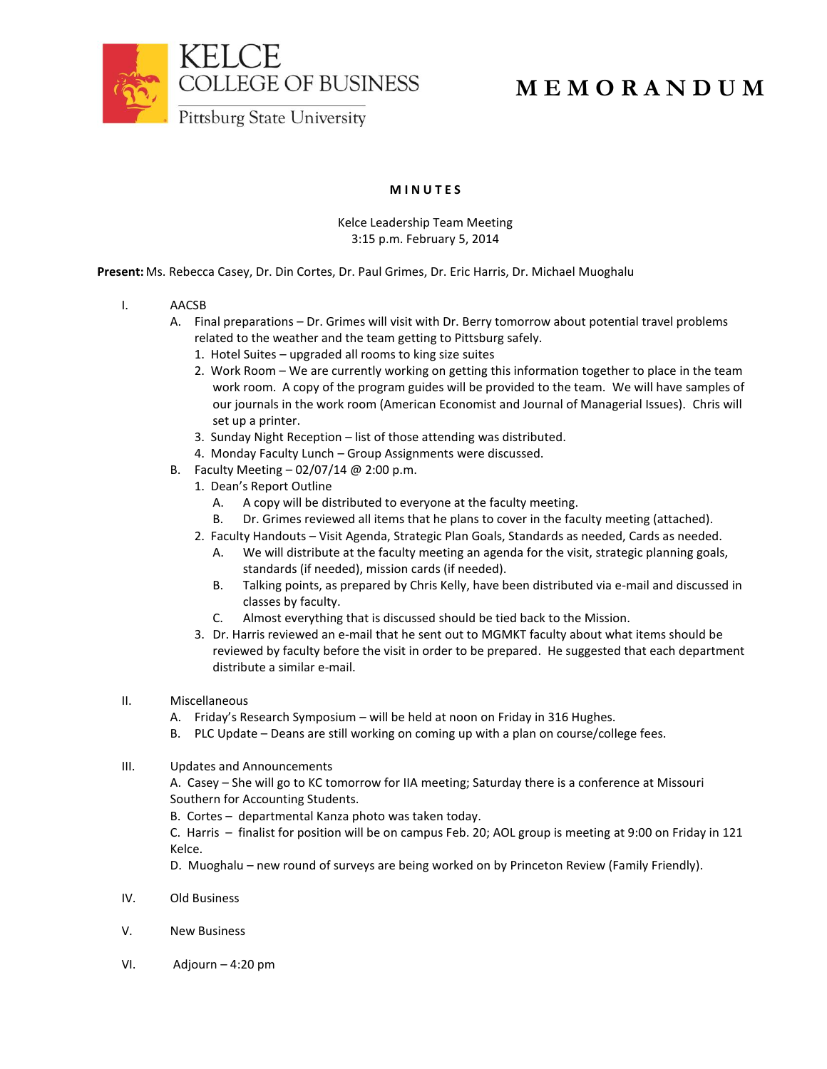KELCE COLLEGE OF BUSINESS
Pittsburg State University

# MEMORANDUM

## MINUTES

Kelce Leadership Team Meeting
3:15 p.m. February 5, 2014

**Present:** Ms. Rebecca Casey, Dr. Din Cortes, Dr. Paul Grimes, Dr. Eric Harris, Dr. Michael Muoghalu

I. AACSB
   A. Final preparations – Dr. Grimes will visit with Dr. Berry tomorrow about potential travel problems related to the weather and the team getting to Pittsburg safely.
      1. Hotel Suites – upgraded all rooms to king size suites
      2. Work Room – We are currently working on getting this information together to place in the team work room. A copy of the program guides will be provided to the team. We will have samples of our journals in the work room (American Economist and Journal of Managerial Issues). Chris will set up a printer.
      3. Sunday Night Reception – list of those attending was distributed.
      4. Monday Faculty Lunch – Group Assignments were discussed.
   B. Faculty Meeting – 02/07/14 @ 2:00 p.m.
      1. Dean's Report Outline
         A. A copy will be distributed to everyone at the faculty meeting.
         B. Dr. Grimes reviewed all items that he plans to cover in the faculty meeting (attached).
      2. Faculty Handouts – Visit Agenda, Strategic Plan Goals, Standards as needed, Cards as needed.
         A. We will distribute at the faculty meeting an agenda for the visit, strategic planning goals, standards (if needed), mission cards (if needed).
         B. Talking points, as prepared by Chris Kelly, have been distributed via e-mail and discussed in classes by faculty.
         C. Almost everything that is discussed should be tied back to the Mission.
      3. Dr. Harris reviewed an e-mail that he sent out to MGMKT faculty about what items should be reviewed by faculty before the visit in order to be prepared. He suggested that each department distribute a similar e-mail.

II. Miscellaneous
   A. Friday's Research Symposium – will be held at noon on Friday in 316 Hughes.
   B. PLC Update – Deans are still working on coming up with a plan on course/college fees.

III. Updates and Announcements
   A. Casey – She will go to KC tomorrow for IIA meeting; Saturday there is a conference at Missouri Southern for Accounting Students.
   B. Cortes – departmental Kanza photo was taken today.
   C. Harris – finalist for position will be on campus Feb. 20; AOL group is meeting at 9:00 on Friday in 121 Kelce.
   D. Muoghalu – new round of surveys are being worked on by Princeton Review (Family Friendly).

IV. Old Business

V. New Business

VI. Adjourn – 4:20 pm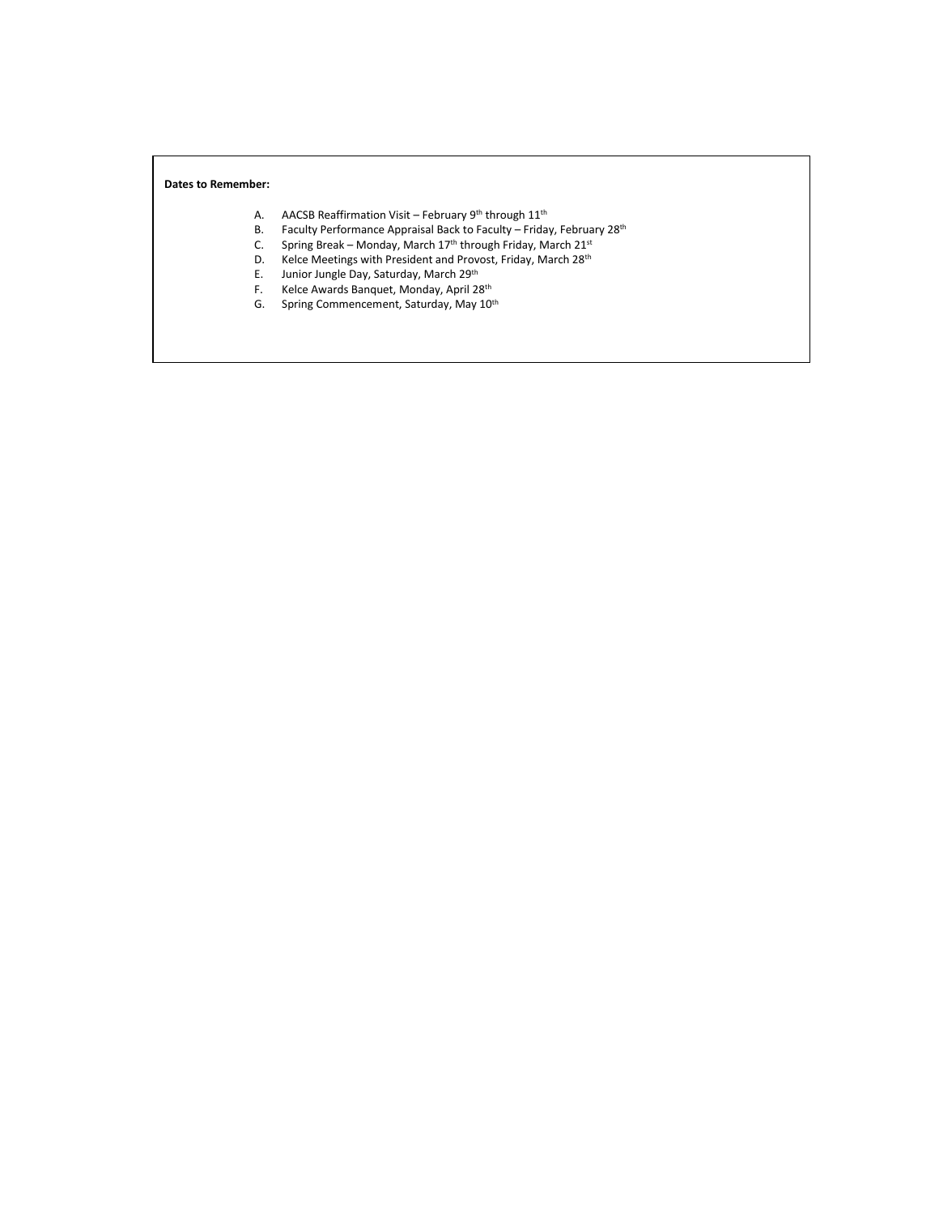**Dates to Remember:**

A. AACSB Reaffirmation Visit – February 9th through 11th
B. Faculty Performance Appraisal Back to Faculty – Friday, February 28th
C. Spring Break – Monday, March 17th through Friday, March 21st
D. Kelce Meetings with President and Provost, Friday, March 28th
E. Junior Jungle Day, Saturday, March 29th
F. Kelce Awards Banquet, Monday, April 28th
G. Spring Commencement, Saturday, May 10th